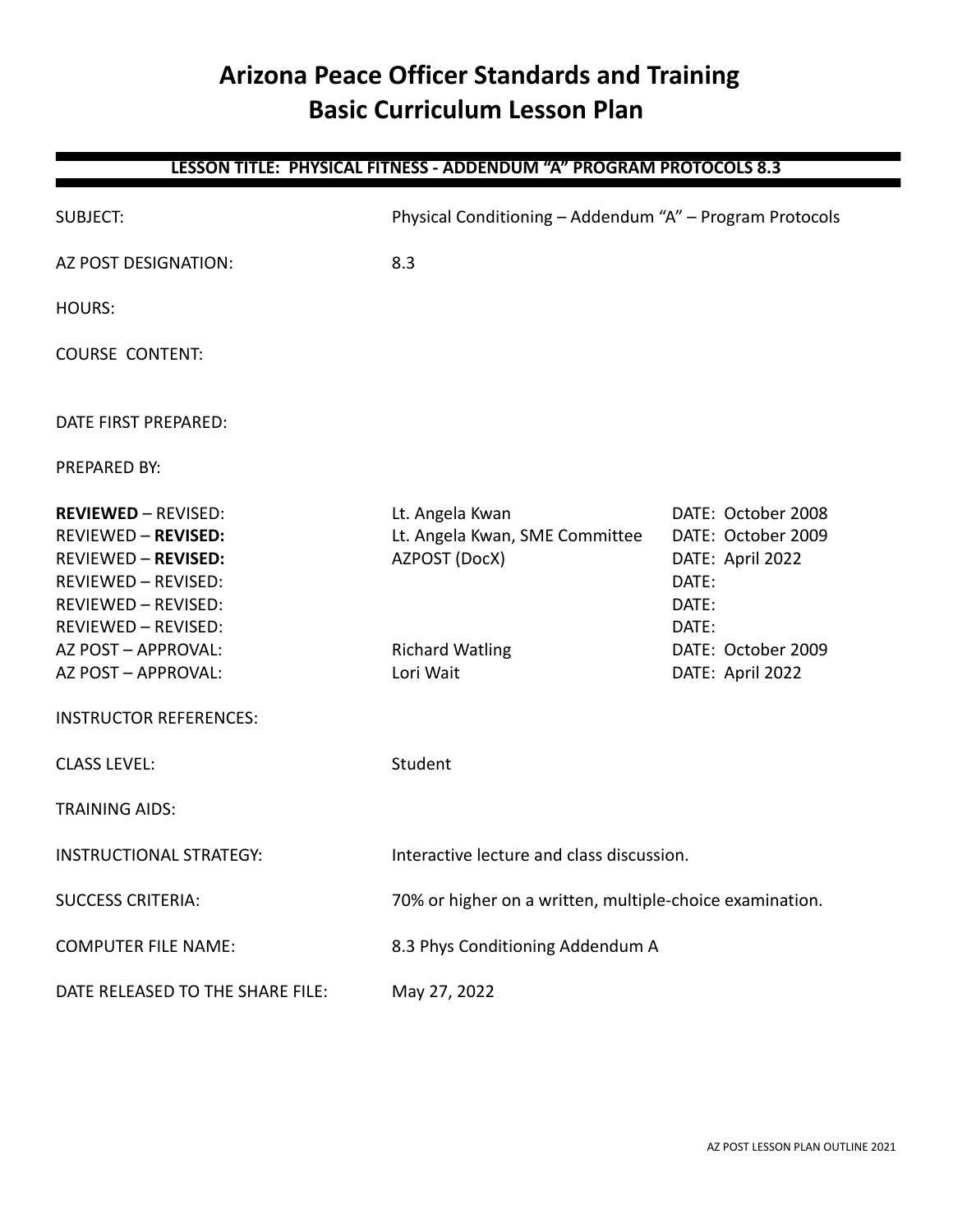# Arizona Peace Officer Standards and Training
# Basic Curriculum Lesson Plan

## LESSON TITLE: PHYSICAL FITNESS - ADDENDUM "A" PROGRAM PROTOCOLS 8.3

| | | |
|---|---|---|
| SUBJECT: | Physical Conditioning – Addendum "A" – Program Protocols | |
| AZ POST DESIGNATION: | 8.3 | |
| HOURS: | | |
| COURSE CONTENT: | | |
| DATE FIRST PREPARED: | | |
| PREPARED BY: | | |
| **REVIEWED** – REVISED: | Lt. Angela Kwan | DATE: October 2008 |
| REVIEWED – **REVISED:** | Lt. Angela Kwan, SME Committee | DATE: October 2009 |
| REVIEWED – **REVISED:** | AZPOST (DocX) | DATE: April 2022 |
| REVIEWED – REVISED: | | DATE: |
| REVIEWED – REVISED: | | DATE: |
| REVIEWED – REVISED: | | DATE: |
| AZ POST – APPROVAL: | Richard Watling | DATE: October 2009 |
| AZ POST – APPROVAL: | Lori Wait | DATE: April 2022 |
| INSTRUCTOR REFERENCES: | | |
| CLASS LEVEL: | Student | |
| TRAINING AIDS: | | |
| INSTRUCTIONAL STRATEGY: | Interactive lecture and class discussion. | |
| SUCCESS CRITERIA: | 70% or higher on a written, multiple-choice examination. | |
| COMPUTER FILE NAME: | 8.3 Phys Conditioning Addendum A | |
| DATE RELEASED TO THE SHARE FILE: | May 27, 2022 | |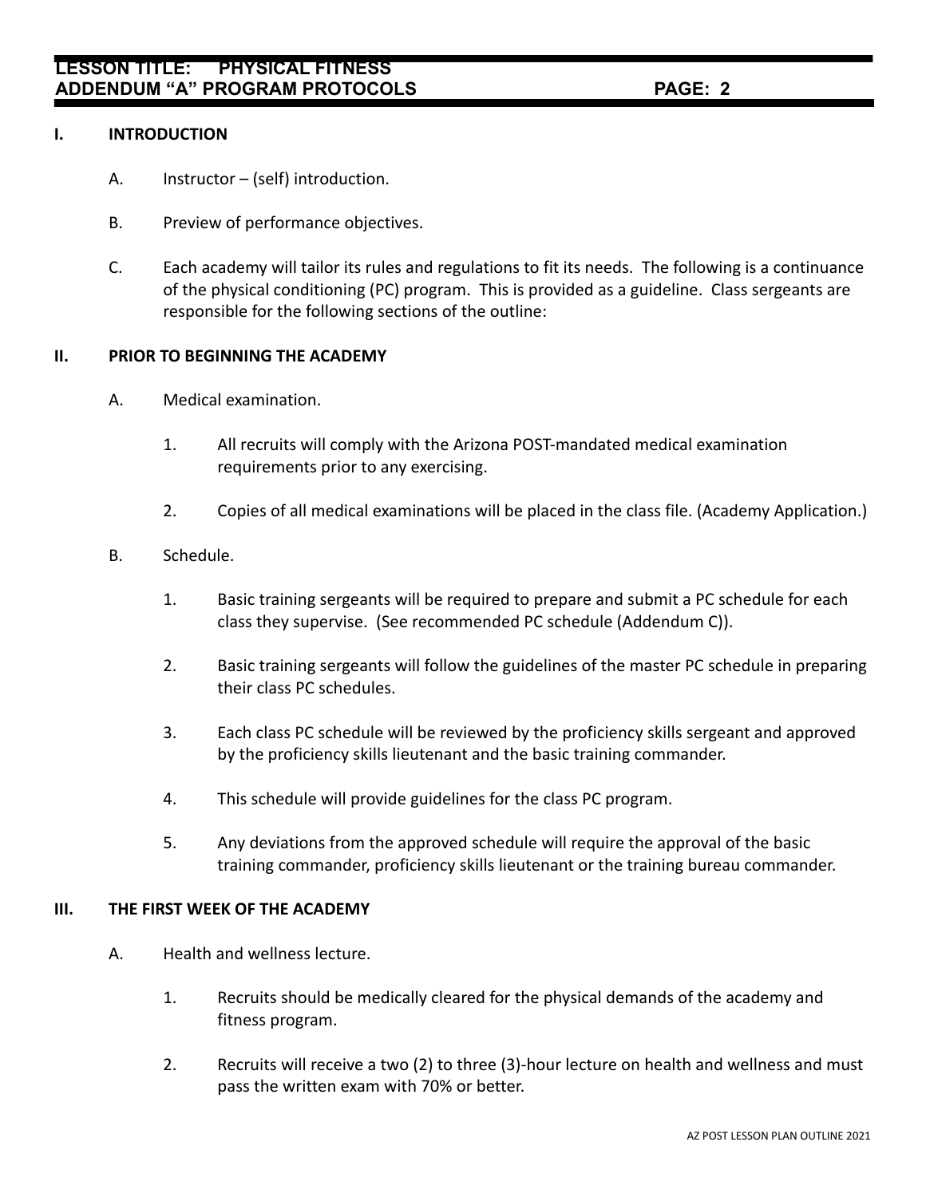## I. INTRODUCTION

A. Instructor – (self) introduction.

B. Preview of performance objectives.

C. Each academy will tailor its rules and regulations to fit its needs. The following is a continuance of the physical conditioning (PC) program. This is provided as a guideline. Class sergeants are responsible for the following sections of the outline:

## II. PRIOR TO BEGINNING THE ACADEMY

A. Medical examination.

1. All recruits will comply with the Arizona POST-mandated medical examination requirements prior to any exercising.

2. Copies of all medical examinations will be placed in the class file. (Academy Application.)

B. Schedule.

1. Basic training sergeants will be required to prepare and submit a PC schedule for each class they supervise. (See recommended PC schedule (Addendum C)).

2. Basic training sergeants will follow the guidelines of the master PC schedule in preparing their class PC schedules.

3. Each class PC schedule will be reviewed by the proficiency skills sergeant and approved by the proficiency skills lieutenant and the basic training commander.

4. This schedule will provide guidelines for the class PC program.

5. Any deviations from the approved schedule will require the approval of the basic training commander, proficiency skills lieutenant or the training bureau commander.

## III. THE FIRST WEEK OF THE ACADEMY

A. Health and wellness lecture.

1. Recruits should be medically cleared for the physical demands of the academy and fitness program.

2. Recruits will receive a two (2) to three (3)-hour lecture on health and wellness and must pass the written exam with 70% or better.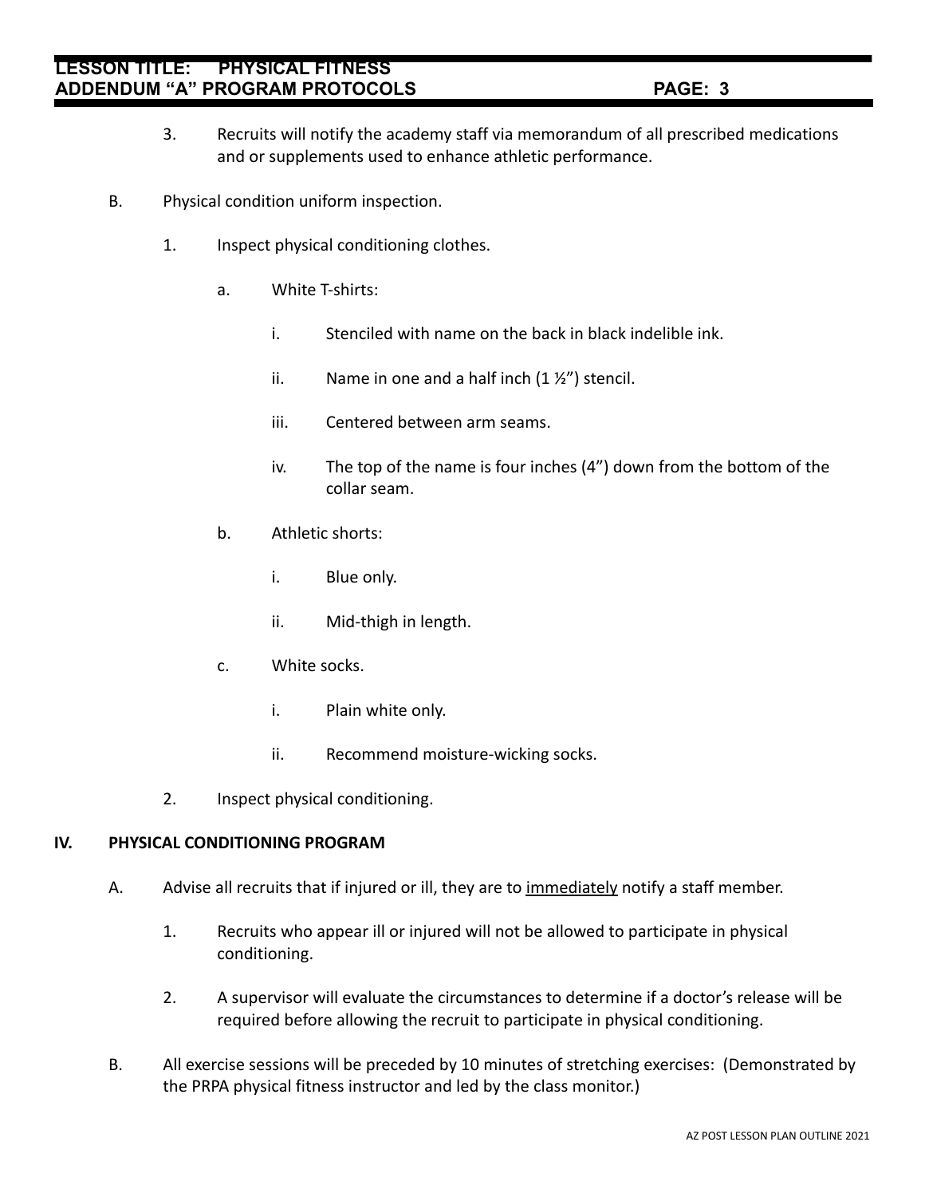3. Recruits will notify the academy staff via memorandum of all prescribed medications and or supplements used to enhance athletic performance.

B. Physical condition uniform inspection.

   1. Inspect physical conditioning clothes.

      a. White T-shirts:

         i. Stenciled with name on the back in black indelible ink.

         ii. Name in one and a half inch (1 ½”) stencil.

         iii. Centered between arm seams.

         iv. The top of the name is four inches (4”) down from the bottom of the collar seam.

      b. Athletic shorts:

         i. Blue only.

         ii. Mid-thigh in length.

      c. White socks.

         i. Plain white only.

         ii. Recommend moisture-wicking socks.

   2. Inspect physical conditioning.

## IV. PHYSICAL CONDITIONING PROGRAM

A. Advise all recruits that if injured or ill, they are to immediately notify a staff member.

   1. Recruits who appear ill or injured will not be allowed to participate in physical conditioning.

   2. A supervisor will evaluate the circumstances to determine if a doctor’s release will be required before allowing the recruit to participate in physical conditioning.

B. All exercise sessions will be preceded by 10 minutes of stretching exercises: (Demonstrated by the PRPA physical fitness instructor and led by the class monitor.)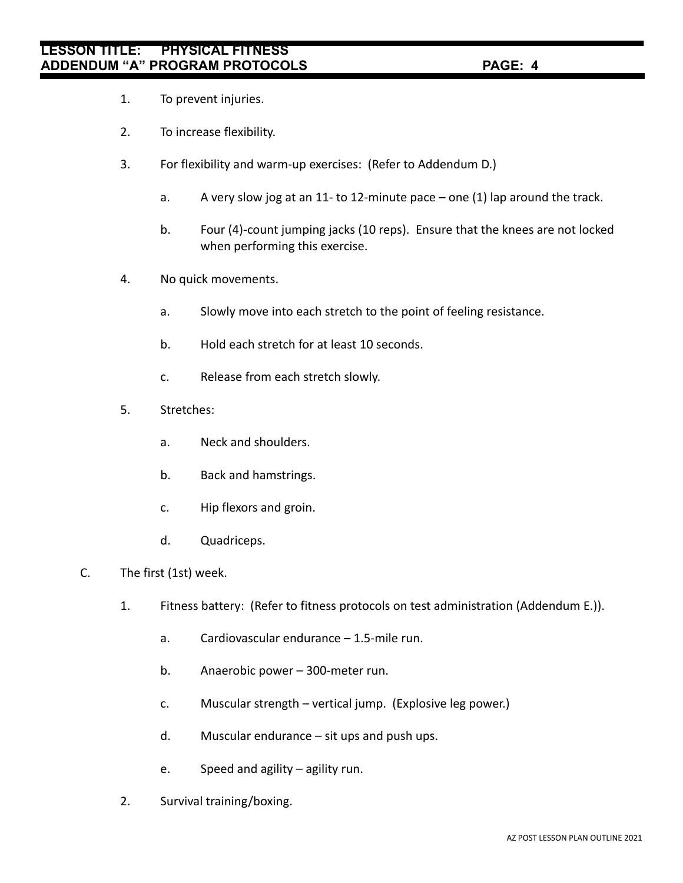1. To prevent injuries.

2. To increase flexibility.

3. For flexibility and warm-up exercises: (Refer to Addendum D.)

    a. A very slow jog at an 11- to 12-minute pace – one (1) lap around the track.

    b. Four (4)-count jumping jacks (10 reps). Ensure that the knees are not locked when performing this exercise.

4. No quick movements.

    a. Slowly move into each stretch to the point of feeling resistance.

    b. Hold each stretch for at least 10 seconds.

    c. Release from each stretch slowly.

5. Stretches:

    a. Neck and shoulders.

    b. Back and hamstrings.

    c. Hip flexors and groin.

    d. Quadriceps.

C. The first (1st) week.

1. Fitness battery: (Refer to fitness protocols on test administration (Addendum E.)).

    a. Cardiovascular endurance – 1.5-mile run.

    b. Anaerobic power – 300-meter run.

    c. Muscular strength – vertical jump. (Explosive leg power.)

    d. Muscular endurance – sit ups and push ups.

    e. Speed and agility – agility run.

2. Survival training/boxing.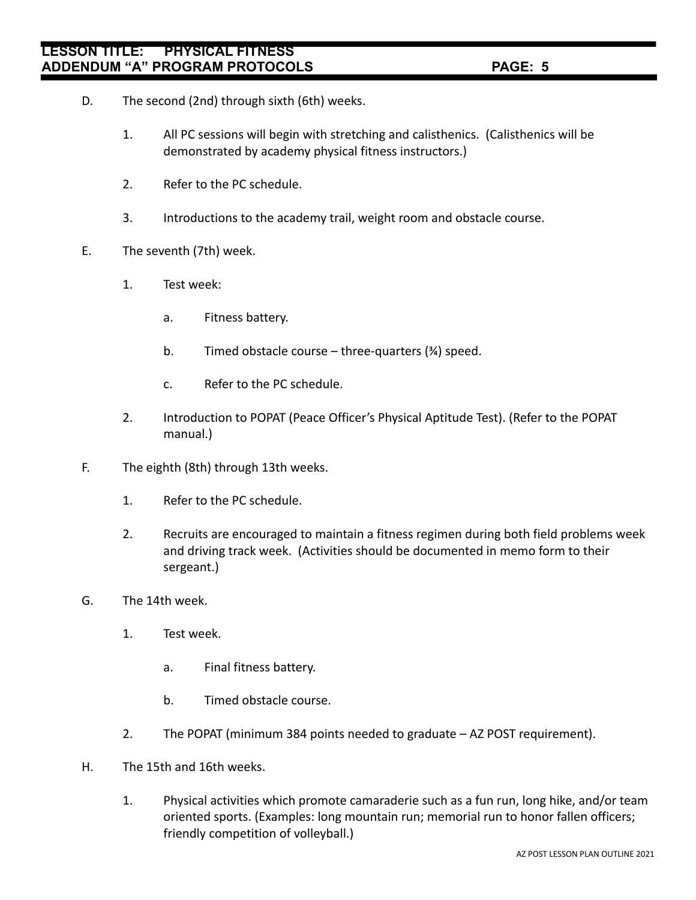D. The second (2nd) through sixth (6th) weeks.

1. All PC sessions will begin with stretching and calisthenics. (Calisthenics will be demonstrated by academy physical fitness instructors.)

2. Refer to the PC schedule.

3. Introductions to the academy trail, weight room and obstacle course.

E. The seventh (7th) week.

1. Test week:

   a. Fitness battery.

   b. Timed obstacle course – three-quarters (¾) speed.

   c. Refer to the PC schedule.

2. Introduction to POPAT (Peace Officer's Physical Aptitude Test). (Refer to the POPAT manual.)

F. The eighth (8th) through 13th weeks.

1. Refer to the PC schedule.

2. Recruits are encouraged to maintain a fitness regimen during both field problems week and driving track week. (Activities should be documented in memo form to their sergeant.)

G. The 14th week.

1. Test week.

   a. Final fitness battery.

   b. Timed obstacle course.

2. The POPAT (minimum 384 points needed to graduate – AZ POST requirement).

H. The 15th and 16th weeks.

1. Physical activities which promote camaraderie such as a fun run, long hike, and/or team oriented sports. (Examples: long mountain run; memorial run to honor fallen officers; friendly competition of volleyball.)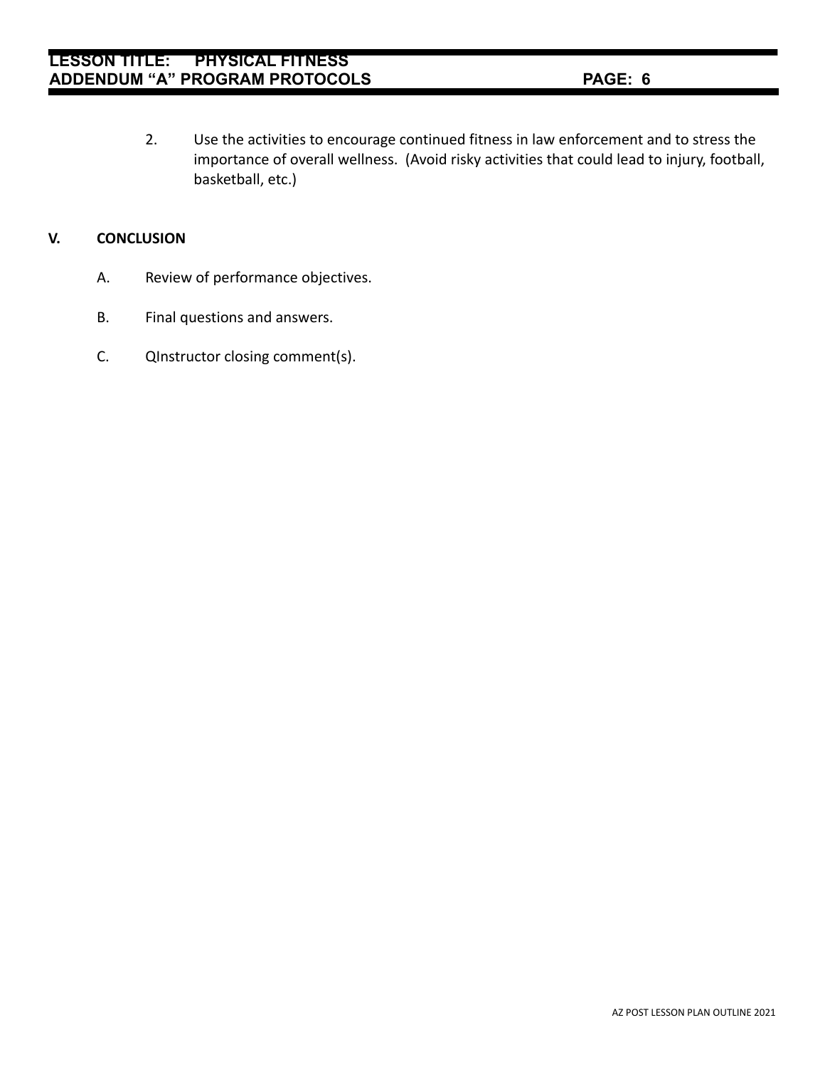2. Use the activities to encourage continued fitness in law enforcement and to stress the importance of overall wellness. (Avoid risky activities that could lead to injury, football, basketball, etc.)

## V. CONCLUSION

A. Review of performance objectives.

B. Final questions and answers.

C. QInstructor closing comment(s).